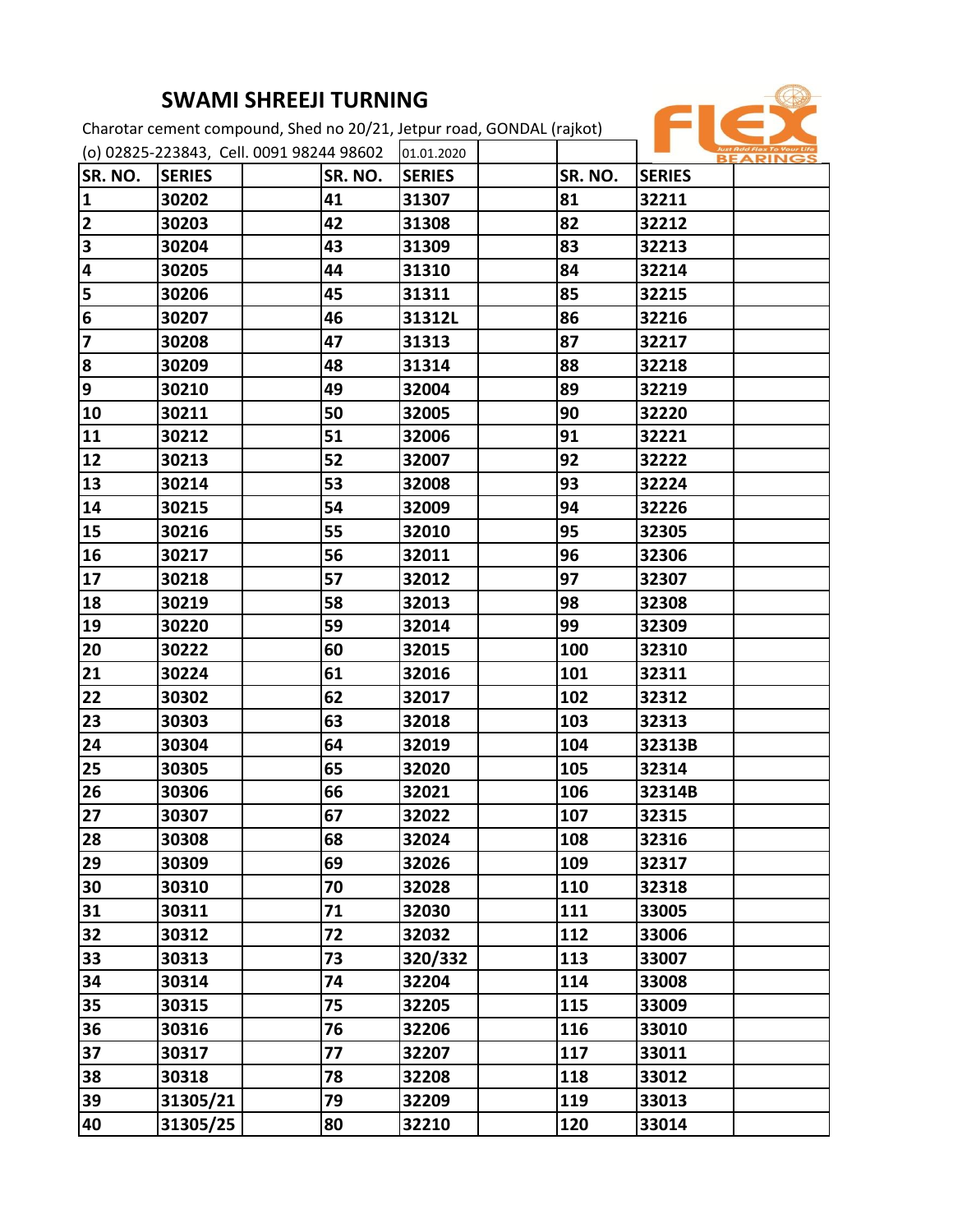# SWAMI SHREEJI TURNING

Charotar cement compound, Shed no 20/21, Jetpur road, GONDAL (rajkot)

(o) 02825-223843, Cell. 0091 98244 98602 01.01.2020

| SR. NO. | SERIES | | SR. NO. | SERIES | | SR. NO. | SERIES | |
|---|---|---|---|---|---|---|---|---|
| 1 | 30202 | | 41 | 31307 | | 81 | 32211 | |
| 2 | 30203 | | 42 | 31308 | | 82 | 32212 | |
| 3 | 30204 | | 43 | 31309 | | 83 | 32213 | |
| 4 | 30205 | | 44 | 31310 | | 84 | 32214 | |
| 5 | 30206 | | 45 | 31311 | | 85 | 32215 | |
| 6 | 30207 | | 46 | 31312L | | 86 | 32216 | |
| 7 | 30208 | | 47 | 31313 | | 87 | 32217 | |
| 8 | 30209 | | 48 | 31314 | | 88 | 32218 | |
| 9 | 30210 | | 49 | 32004 | | 89 | 32219 | |
| 10 | 30211 | | 50 | 32005 | | 90 | 32220 | |
| 11 | 30212 | | 51 | 32006 | | 91 | 32221 | |
| 12 | 30213 | | 52 | 32007 | | 92 | 32222 | |
| 13 | 30214 | | 53 | 32008 | | 93 | 32224 | |
| 14 | 30215 | | 54 | 32009 | | 94 | 32226 | |
| 15 | 30216 | | 55 | 32010 | | 95 | 32305 | |
| 16 | 30217 | | 56 | 32011 | | 96 | 32306 | |
| 17 | 30218 | | 57 | 32012 | | 97 | 32307 | |
| 18 | 30219 | | 58 | 32013 | | 98 | 32308 | |
| 19 | 30220 | | 59 | 32014 | | 99 | 32309 | |
| 20 | 30222 | | 60 | 32015 | | 100 | 32310 | |
| 21 | 30224 | | 61 | 32016 | | 101 | 32311 | |
| 22 | 30302 | | 62 | 32017 | | 102 | 32312 | |
| 23 | 30303 | | 63 | 32018 | | 103 | 32313 | |
| 24 | 30304 | | 64 | 32019 | | 104 | 32313B | |
| 25 | 30305 | | 65 | 32020 | | 105 | 32314 | |
| 26 | 30306 | | 66 | 32021 | | 106 | 32314B | |
| 27 | 30307 | | 67 | 32022 | | 107 | 32315 | |
| 28 | 30308 | | 68 | 32024 | | 108 | 32316 | |
| 29 | 30309 | | 69 | 32026 | | 109 | 32317 | |
| 30 | 30310 | | 70 | 32028 | | 110 | 32318 | |
| 31 | 30311 | | 71 | 32030 | | 111 | 33005 | |
| 32 | 30312 | | 72 | 32032 | | 112 | 33006 | |
| 33 | 30313 | | 73 | 320/332 | | 113 | 33007 | |
| 34 | 30314 | | 74 | 32204 | | 114 | 33008 | |
| 35 | 30315 | | 75 | 32205 | | 115 | 33009 | |
| 36 | 30316 | | 76 | 32206 | | 116 | 33010 | |
| 37 | 30317 | | 77 | 32207 | | 117 | 33011 | |
| 38 | 30318 | | 78 | 32208 | | 118 | 33012 | |
| 39 | 31305/21 | | 79 | 32209 | | 119 | 33013 | |
| 40 | 31305/25 | | 80 | 32210 | | 120 | 33014 | |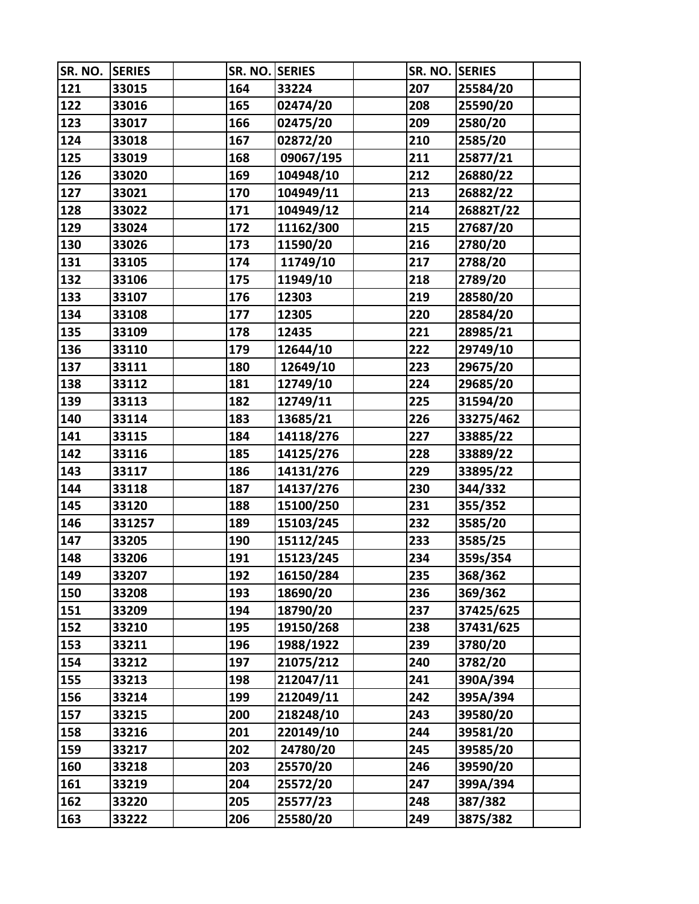| SR. NO. | SERIES | | SR. NO. | SERIES | | SR. NO. | SERIES | |
|---|---|---|---|---|---|---|---|---|
| 121 | 33015 | | 164 | 33224 | | 207 | 25584/20 | |
| 122 | 33016 | | 165 | 02474/20 | | 208 | 25590/20 | |
| 123 | 33017 | | 166 | 02475/20 | | 209 | 2580/20 | |
| 124 | 33018 | | 167 | 02872/20 | | 210 | 2585/20 | |
| 125 | 33019 | | 168 | 09067/195 | | 211 | 25877/21 | |
| 126 | 33020 | | 169 | 104948/10 | | 212 | 26880/22 | |
| 127 | 33021 | | 170 | 104949/11 | | 213 | 26882/22 | |
| 128 | 33022 | | 171 | 104949/12 | | 214 | 26882T/22 | |
| 129 | 33024 | | 172 | 11162/300 | | 215 | 27687/20 | |
| 130 | 33026 | | 173 | 11590/20 | | 216 | 2780/20 | |
| 131 | 33105 | | 174 | 11749/10 | | 217 | 2788/20 | |
| 132 | 33106 | | 175 | 11949/10 | | 218 | 2789/20 | |
| 133 | 33107 | | 176 | 12303 | | 219 | 28580/20 | |
| 134 | 33108 | | 177 | 12305 | | 220 | 28584/20 | |
| 135 | 33109 | | 178 | 12435 | | 221 | 28985/21 | |
| 136 | 33110 | | 179 | 12644/10 | | 222 | 29749/10 | |
| 137 | 33111 | | 180 | 12649/10 | | 223 | 29675/20 | |
| 138 | 33112 | | 181 | 12749/10 | | 224 | 29685/20 | |
| 139 | 33113 | | 182 | 12749/11 | | 225 | 31594/20 | |
| 140 | 33114 | | 183 | 13685/21 | | 226 | 33275/462 | |
| 141 | 33115 | | 184 | 14118/276 | | 227 | 33885/22 | |
| 142 | 33116 | | 185 | 14125/276 | | 228 | 33889/22 | |
| 143 | 33117 | | 186 | 14131/276 | | 229 | 33895/22 | |
| 144 | 33118 | | 187 | 14137/276 | | 230 | 344/332 | |
| 145 | 33120 | | 188 | 15100/250 | | 231 | 355/352 | |
| 146 | 331257 | | 189 | 15103/245 | | 232 | 3585/20 | |
| 147 | 33205 | | 190 | 15112/245 | | 233 | 3585/25 | |
| 148 | 33206 | | 191 | 15123/245 | | 234 | 359s/354 | |
| 149 | 33207 | | 192 | 16150/284 | | 235 | 368/362 | |
| 150 | 33208 | | 193 | 18690/20 | | 236 | 369/362 | |
| 151 | 33209 | | 194 | 18790/20 | | 237 | 37425/625 | |
| 152 | 33210 | | 195 | 19150/268 | | 238 | 37431/625 | |
| 153 | 33211 | | 196 | 1988/1922 | | 239 | 3780/20 | |
| 154 | 33212 | | 197 | 21075/212 | | 240 | 3782/20 | |
| 155 | 33213 | | 198 | 212047/11 | | 241 | 390A/394 | |
| 156 | 33214 | | 199 | 212049/11 | | 242 | 395A/394 | |
| 157 | 33215 | | 200 | 218248/10 | | 243 | 39580/20 | |
| 158 | 33216 | | 201 | 220149/10 | | 244 | 39581/20 | |
| 159 | 33217 | | 202 | 24780/20 | | 245 | 39585/20 | |
| 160 | 33218 | | 203 | 25570/20 | | 246 | 39590/20 | |
| 161 | 33219 | | 204 | 25572/20 | | 247 | 399A/394 | |
| 162 | 33220 | | 205 | 25577/23 | | 248 | 387/382 | |
| 163 | 33222 | | 206 | 25580/20 | | 249 | 387S/382 | |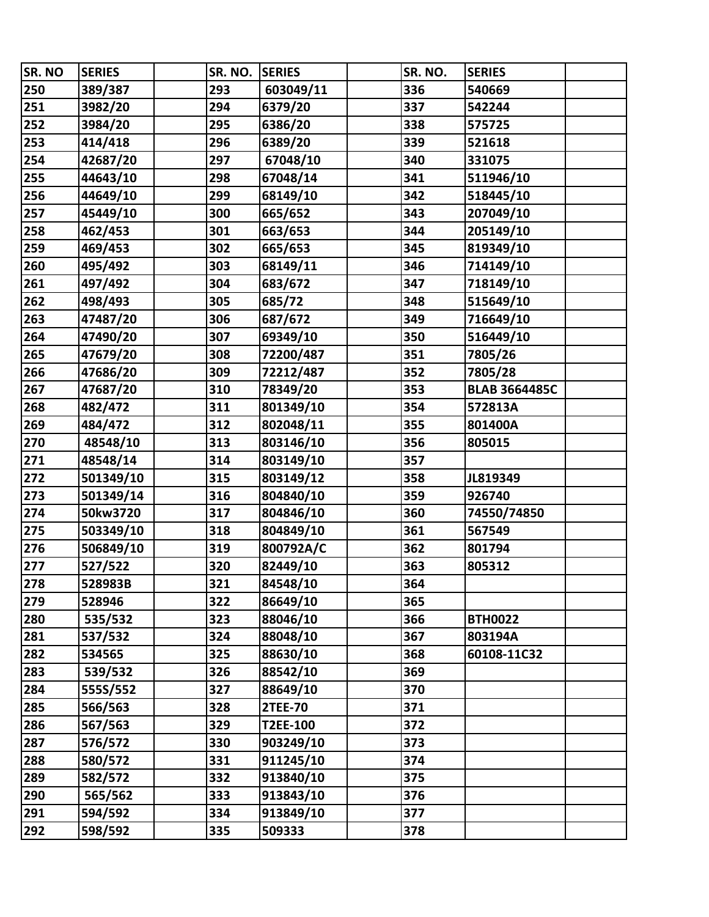| SR. NO | SERIES | | SR. NO. | SERIES | | SR. NO. | SERIES | |
|---|---|---|---|---|---|---|---|---|
| 250 | 389/387 | | 293 | 603049/11 | | 336 | 540669 | |
| 251 | 3982/20 | | 294 | 6379/20 | | 337 | 542244 | |
| 252 | 3984/20 | | 295 | 6386/20 | | 338 | 575725 | |
| 253 | 414/418 | | 296 | 6389/20 | | 339 | 521618 | |
| 254 | 42687/20 | | 297 | 67048/10 | | 340 | 331075 | |
| 255 | 44643/10 | | 298 | 67048/14 | | 341 | 511946/10 | |
| 256 | 44649/10 | | 299 | 68149/10 | | 342 | 518445/10 | |
| 257 | 45449/10 | | 300 | 665/652 | | 343 | 207049/10 | |
| 258 | 462/453 | | 301 | 663/653 | | 344 | 205149/10 | |
| 259 | 469/453 | | 302 | 665/653 | | 345 | 819349/10 | |
| 260 | 495/492 | | 303 | 68149/11 | | 346 | 714149/10 | |
| 261 | 497/492 | | 304 | 683/672 | | 347 | 718149/10 | |
| 262 | 498/493 | | 305 | 685/72 | | 348 | 515649/10 | |
| 263 | 47487/20 | | 306 | 687/672 | | 349 | 716649/10 | |
| 264 | 47490/20 | | 307 | 69349/10 | | 350 | 516449/10 | |
| 265 | 47679/20 | | 308 | 72200/487 | | 351 | 7805/26 | |
| 266 | 47686/20 | | 309 | 72212/487 | | 352 | 7805/28 | |
| 267 | 47687/20 | | 310 | 78349/20 | | 353 | BLAB 3664485C | |
| 268 | 482/472 | | 311 | 801349/10 | | 354 | 572813A | |
| 269 | 484/472 | | 312 | 802048/11 | | 355 | 801400A | |
| 270 | 48548/10 | | 313 | 803146/10 | | 356 | 805015 | |
| 271 | 48548/14 | | 314 | 803149/10 | | 357 | | |
| 272 | 501349/10 | | 315 | 803149/12 | | 358 | JL819349 | |
| 273 | 501349/14 | | 316 | 804840/10 | | 359 | 926740 | |
| 274 | 50kw3720 | | 317 | 804846/10 | | 360 | 74550/74850 | |
| 275 | 503349/10 | | 318 | 804849/10 | | 361 | 567549 | |
| 276 | 506849/10 | | 319 | 800792A/C | | 362 | 801794 | |
| 277 | 527/522 | | 320 | 82449/10 | | 363 | 805312 | |
| 278 | 528983B | | 321 | 84548/10 | | 364 | | |
| 279 | 528946 | | 322 | 86649/10 | | 365 | | |
| 280 | 535/532 | | 323 | 88046/10 | | 366 | BTH0022 | |
| 281 | 537/532 | | 324 | 88048/10 | | 367 | 803194A | |
| 282 | 534565 | | 325 | 88630/10 | | 368 | 60108-11C32 | |
| 283 | 539/532 | | 326 | 88542/10 | | 369 | | |
| 284 | 555S/552 | | 327 | 88649/10 | | 370 | | |
| 285 | 566/563 | | 328 | 2TEE-70 | | 371 | | |
| 286 | 567/563 | | 329 | T2EE-100 | | 372 | | |
| 287 | 576/572 | | 330 | 903249/10 | | 373 | | |
| 288 | 580/572 | | 331 | 911245/10 | | 374 | | |
| 289 | 582/572 | | 332 | 913840/10 | | 375 | | |
| 290 | 565/562 | | 333 | 913843/10 | | 376 | | |
| 291 | 594/592 | | 334 | 913849/10 | | 377 | | |
| 292 | 598/592 | | 335 | 509333 | | 378 | | |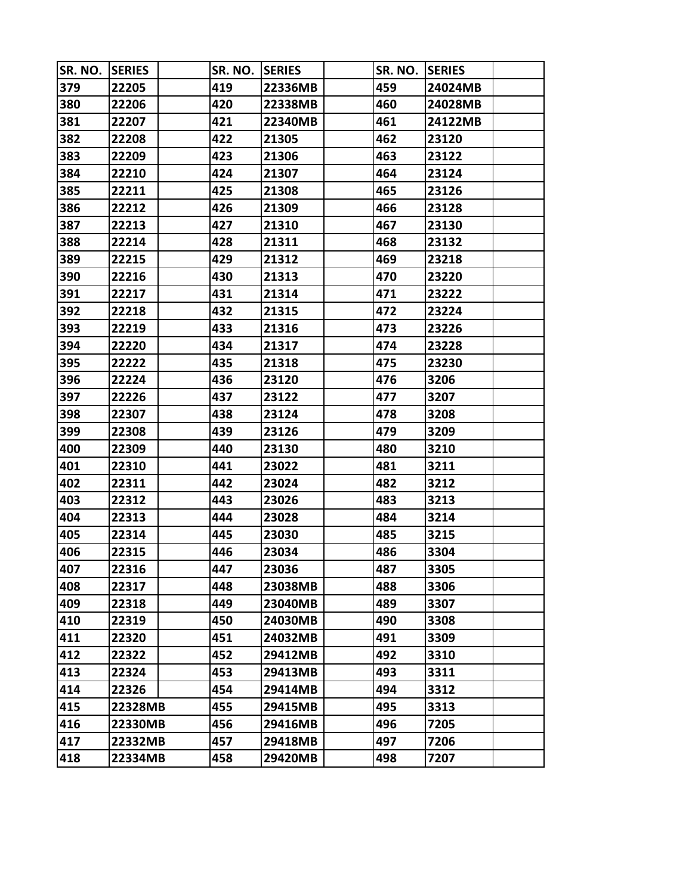| SR. NO. | SERIES | | SR. NO. | SERIES | | SR. NO. | SERIES | |
|---|---|---|---|---|---|---|---|---|
| 379 | 22205 | | 419 | 22336MB | | 459 | 24024MB | |
| 380 | 22206 | | 420 | 22338MB | | 460 | 24028MB | |
| 381 | 22207 | | 421 | 22340MB | | 461 | 24122MB | |
| 382 | 22208 | | 422 | 21305 | | 462 | 23120 | |
| 383 | 22209 | | 423 | 21306 | | 463 | 23122 | |
| 384 | 22210 | | 424 | 21307 | | 464 | 23124 | |
| 385 | 22211 | | 425 | 21308 | | 465 | 23126 | |
| 386 | 22212 | | 426 | 21309 | | 466 | 23128 | |
| 387 | 22213 | | 427 | 21310 | | 467 | 23130 | |
| 388 | 22214 | | 428 | 21311 | | 468 | 23132 | |
| 389 | 22215 | | 429 | 21312 | | 469 | 23218 | |
| 390 | 22216 | | 430 | 21313 | | 470 | 23220 | |
| 391 | 22217 | | 431 | 21314 | | 471 | 23222 | |
| 392 | 22218 | | 432 | 21315 | | 472 | 23224 | |
| 393 | 22219 | | 433 | 21316 | | 473 | 23226 | |
| 394 | 22220 | | 434 | 21317 | | 474 | 23228 | |
| 395 | 22222 | | 435 | 21318 | | 475 | 23230 | |
| 396 | 22224 | | 436 | 23120 | | 476 | 3206 | |
| 397 | 22226 | | 437 | 23122 | | 477 | 3207 | |
| 398 | 22307 | | 438 | 23124 | | 478 | 3208 | |
| 399 | 22308 | | 439 | 23126 | | 479 | 3209 | |
| 400 | 22309 | | 440 | 23130 | | 480 | 3210 | |
| 401 | 22310 | | 441 | 23022 | | 481 | 3211 | |
| 402 | 22311 | | 442 | 23024 | | 482 | 3212 | |
| 403 | 22312 | | 443 | 23026 | | 483 | 3213 | |
| 404 | 22313 | | 444 | 23028 | | 484 | 3214 | |
| 405 | 22314 | | 445 | 23030 | | 485 | 3215 | |
| 406 | 22315 | | 446 | 23034 | | 486 | 3304 | |
| 407 | 22316 | | 447 | 23036 | | 487 | 3305 | |
| 408 | 22317 | | 448 | 23038MB | | 488 | 3306 | |
| 409 | 22318 | | 449 | 23040MB | | 489 | 3307 | |
| 410 | 22319 | | 450 | 24030MB | | 490 | 3308 | |
| 411 | 22320 | | 451 | 24032MB | | 491 | 3309 | |
| 412 | 22322 | | 452 | 29412MB | | 492 | 3310 | |
| 413 | 22324 | | 453 | 29413MB | | 493 | 3311 | |
| 414 | 22326 | | 454 | 29414MB | | 494 | 3312 | |
| 415 | 22328MB | | 455 | 29415MB | | 495 | 3313 | |
| 416 | 22330MB | | 456 | 29416MB | | 496 | 7205 | |
| 417 | 22332MB | | 457 | 29418MB | | 497 | 7206 | |
| 418 | 22334MB | | 458 | 29420MB | | 498 | 7207 | |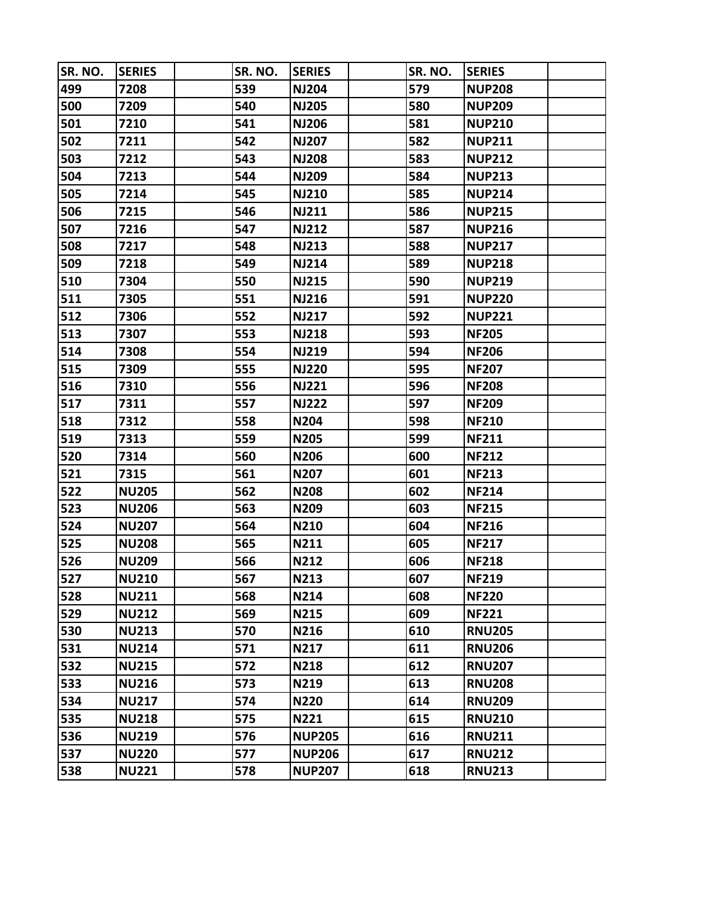| SR. NO. | SERIES | | SR. NO. | SERIES | | SR. NO. | SERIES | |
|---|---|---|---|---|---|---|---|---|
| 499 | 7208 | | 539 | NJ204 | | 579 | NUP208 | |
| 500 | 7209 | | 540 | NJ205 | | 580 | NUP209 | |
| 501 | 7210 | | 541 | NJ206 | | 581 | NUP210 | |
| 502 | 7211 | | 542 | NJ207 | | 582 | NUP211 | |
| 503 | 7212 | | 543 | NJ208 | | 583 | NUP212 | |
| 504 | 7213 | | 544 | NJ209 | | 584 | NUP213 | |
| 505 | 7214 | | 545 | NJ210 | | 585 | NUP214 | |
| 506 | 7215 | | 546 | NJ211 | | 586 | NUP215 | |
| 507 | 7216 | | 547 | NJ212 | | 587 | NUP216 | |
| 508 | 7217 | | 548 | NJ213 | | 588 | NUP217 | |
| 509 | 7218 | | 549 | NJ214 | | 589 | NUP218 | |
| 510 | 7304 | | 550 | NJ215 | | 590 | NUP219 | |
| 511 | 7305 | | 551 | NJ216 | | 591 | NUP220 | |
| 512 | 7306 | | 552 | NJ217 | | 592 | NUP221 | |
| 513 | 7307 | | 553 | NJ218 | | 593 | NF205 | |
| 514 | 7308 | | 554 | NJ219 | | 594 | NF206 | |
| 515 | 7309 | | 555 | NJ220 | | 595 | NF207 | |
| 516 | 7310 | | 556 | NJ221 | | 596 | NF208 | |
| 517 | 7311 | | 557 | NJ222 | | 597 | NF209 | |
| 518 | 7312 | | 558 | N204 | | 598 | NF210 | |
| 519 | 7313 | | 559 | N205 | | 599 | NF211 | |
| 520 | 7314 | | 560 | N206 | | 600 | NF212 | |
| 521 | 7315 | | 561 | N207 | | 601 | NF213 | |
| 522 | NU205 | | 562 | N208 | | 602 | NF214 | |
| 523 | NU206 | | 563 | N209 | | 603 | NF215 | |
| 524 | NU207 | | 564 | N210 | | 604 | NF216 | |
| 525 | NU208 | | 565 | N211 | | 605 | NF217 | |
| 526 | NU209 | | 566 | N212 | | 606 | NF218 | |
| 527 | NU210 | | 567 | N213 | | 607 | NF219 | |
| 528 | NU211 | | 568 | N214 | | 608 | NF220 | |
| 529 | NU212 | | 569 | N215 | | 609 | NF221 | |
| 530 | NU213 | | 570 | N216 | | 610 | RNU205 | |
| 531 | NU214 | | 571 | N217 | | 611 | RNU206 | |
| 532 | NU215 | | 572 | N218 | | 612 | RNU207 | |
| 533 | NU216 | | 573 | N219 | | 613 | RNU208 | |
| 534 | NU217 | | 574 | N220 | | 614 | RNU209 | |
| 535 | NU218 | | 575 | N221 | | 615 | RNU210 | |
| 536 | NU219 | | 576 | NUP205 | | 616 | RNU211 | |
| 537 | NU220 | | 577 | NUP206 | | 617 | RNU212 | |
| 538 | NU221 | | 578 | NUP207 | | 618 | RNU213 | |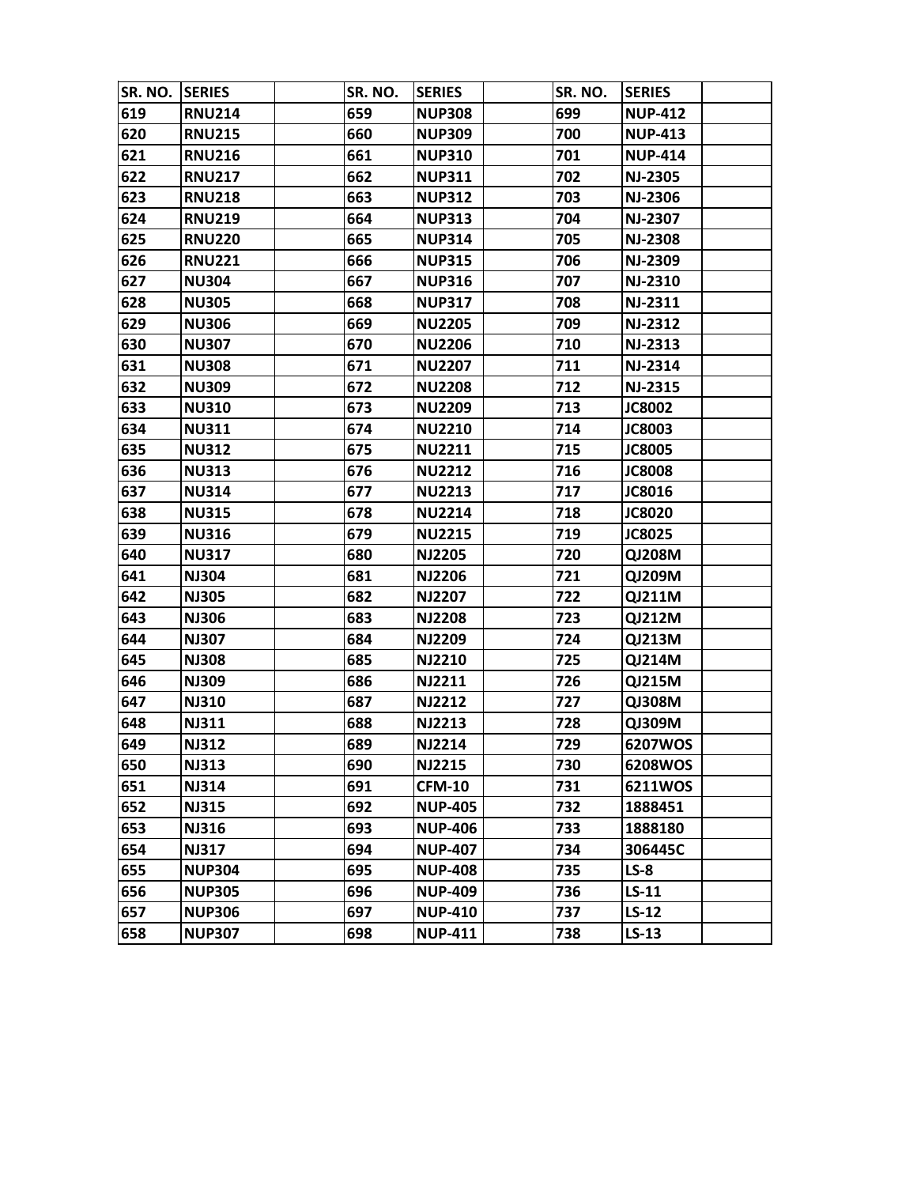| SR. NO. | SERIES | | SR. NO. | SERIES | | SR. NO. | SERIES | |
|---|---|---|---|---|---|---|---|---|
| 619 | RNU214 | | 659 | NUP308 | | 699 | NUP-412 | |
| 620 | RNU215 | | 660 | NUP309 | | 700 | NUP-413 | |
| 621 | RNU216 | | 661 | NUP310 | | 701 | NUP-414 | |
| 622 | RNU217 | | 662 | NUP311 | | 702 | NJ-2305 | |
| 623 | RNU218 | | 663 | NUP312 | | 703 | NJ-2306 | |
| 624 | RNU219 | | 664 | NUP313 | | 704 | NJ-2307 | |
| 625 | RNU220 | | 665 | NUP314 | | 705 | NJ-2308 | |
| 626 | RNU221 | | 666 | NUP315 | | 706 | NJ-2309 | |
| 627 | NU304 | | 667 | NUP316 | | 707 | NJ-2310 | |
| 628 | NU305 | | 668 | NUP317 | | 708 | NJ-2311 | |
| 629 | NU306 | | 669 | NU2205 | | 709 | NJ-2312 | |
| 630 | NU307 | | 670 | NU2206 | | 710 | NJ-2313 | |
| 631 | NU308 | | 671 | NU2207 | | 711 | NJ-2314 | |
| 632 | NU309 | | 672 | NU2208 | | 712 | NJ-2315 | |
| 633 | NU310 | | 673 | NU2209 | | 713 | JC8002 | |
| 634 | NU311 | | 674 | NU2210 | | 714 | JC8003 | |
| 635 | NU312 | | 675 | NU2211 | | 715 | JC8005 | |
| 636 | NU313 | | 676 | NU2212 | | 716 | JC8008 | |
| 637 | NU314 | | 677 | NU2213 | | 717 | JC8016 | |
| 638 | NU315 | | 678 | NU2214 | | 718 | JC8020 | |
| 639 | NU316 | | 679 | NU2215 | | 719 | JC8025 | |
| 640 | NU317 | | 680 | NJ2205 | | 720 | QJ208M | |
| 641 | NJ304 | | 681 | NJ2206 | | 721 | QJ209M | |
| 642 | NJ305 | | 682 | NJ2207 | | 722 | QJ211M | |
| 643 | NJ306 | | 683 | NJ2208 | | 723 | QJ212M | |
| 644 | NJ307 | | 684 | NJ2209 | | 724 | QJ213M | |
| 645 | NJ308 | | 685 | NJ2210 | | 725 | QJ214M | |
| 646 | NJ309 | | 686 | NJ2211 | | 726 | QJ215M | |
| 647 | NJ310 | | 687 | NJ2212 | | 727 | QJ308M | |
| 648 | NJ311 | | 688 | NJ2213 | | 728 | QJ309M | |
| 649 | NJ312 | | 689 | NJ2214 | | 729 | 6207WOS | |
| 650 | NJ313 | | 690 | NJ2215 | | 730 | 6208WOS | |
| 651 | NJ314 | | 691 | CFM-10 | | 731 | 6211WOS | |
| 652 | NJ315 | | 692 | NUP-405 | | 732 | 1888451 | |
| 653 | NJ316 | | 693 | NUP-406 | | 733 | 1888180 | |
| 654 | NJ317 | | 694 | NUP-407 | | 734 | 306445C | |
| 655 | NUP304 | | 695 | NUP-408 | | 735 | LS-8 | |
| 656 | NUP305 | | 696 | NUP-409 | | 736 | LS-11 | |
| 657 | NUP306 | | 697 | NUP-410 | | 737 | LS-12 | |
| 658 | NUP307 | | 698 | NUP-411 | | 738 | LS-13 | |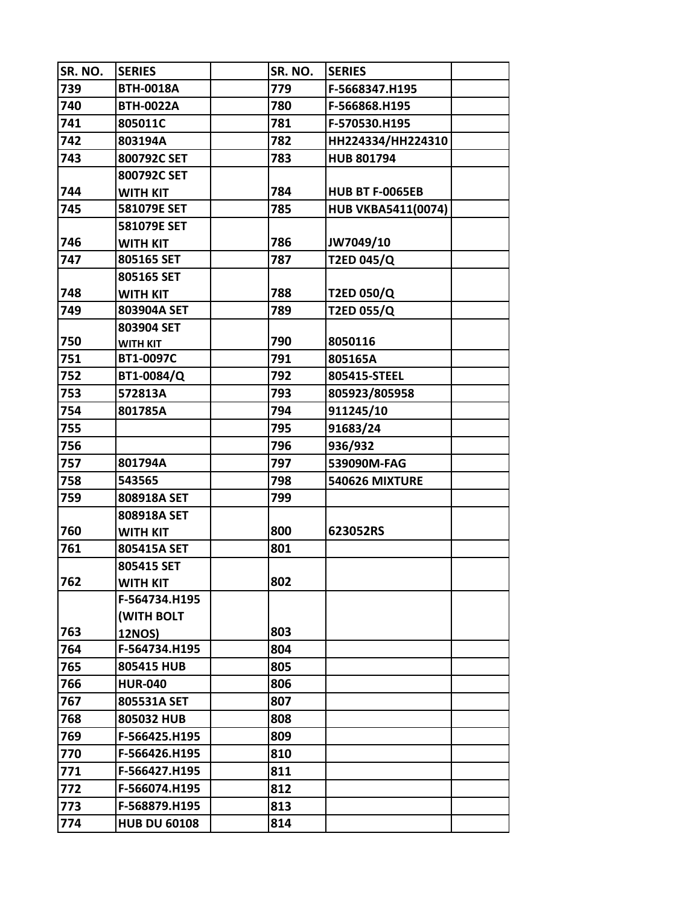| SR. NO. | SERIES | | SR. NO. | SERIES | |
|---|---|---|---|---|---|
| 739 | BTH-0018A | | 779 | F-5668347.H195 | |
| 740 | BTH-0022A | | 780 | F-566868.H195 | |
| 741 | 805011C | | 781 | F-570530.H195 | |
| 742 | 803194A | | 782 | HH224334/HH224310 | |
| 743 | 800792C SET | | 783 | HUB 801794 | |
| 744 | 800792C SET WITH KIT | | 784 | HUB BT F-0065EB | |
| 745 | 581079E SET | | 785 | HUB VKBA5411(0074) | |
| 746 | 581079E SET WITH KIT | | 786 | JW7049/10 | |
| 747 | 805165 SET | | 787 | T2ED 045/Q | |
| 748 | 805165 SET WITH KIT | | 788 | T2ED 050/Q | |
| 749 | 803904A SET | | 789 | T2ED 055/Q | |
| 750 | 803904 SET WITH KIT | | 790 | 8050116 | |
| 751 | BT1-0097C | | 791 | 805165A | |
| 752 | BT1-0084/Q | | 792 | 805415-STEEL | |
| 753 | 572813A | | 793 | 805923/805958 | |
| 754 | 801785A | | 794 | 911245/10 | |
| 755 | | | 795 | 91683/24 | |
| 756 | | | 796 | 936/932 | |
| 757 | 801794A | | 797 | 539090M-FAG | |
| 758 | 543565 | | 798 | 540626 MIXTURE | |
| 759 | 808918A SET | | 799 | | |
| 760 | 808918A SET WITH KIT | | 800 | 623052RS | |
| 761 | 805415A SET | | 801 | | |
| 762 | 805415 SET WITH KIT | | 802 | | |
| 763 | F-564734.H195 (WITH BOLT 12NOS) | | 803 | | |
| 764 | F-564734.H195 | | 804 | | |
| 765 | 805415 HUB | | 805 | | |
| 766 | HUR-040 | | 806 | | |
| 767 | 805531A SET | | 807 | | |
| 768 | 805032 HUB | | 808 | | |
| 769 | F-566425.H195 | | 809 | | |
| 770 | F-566426.H195 | | 810 | | |
| 771 | F-566427.H195 | | 811 | | |
| 772 | F-566074.H195 | | 812 | | |
| 773 | F-568879.H195 | | 813 | | |
| 774 | HUB DU 60108 | | 814 | | |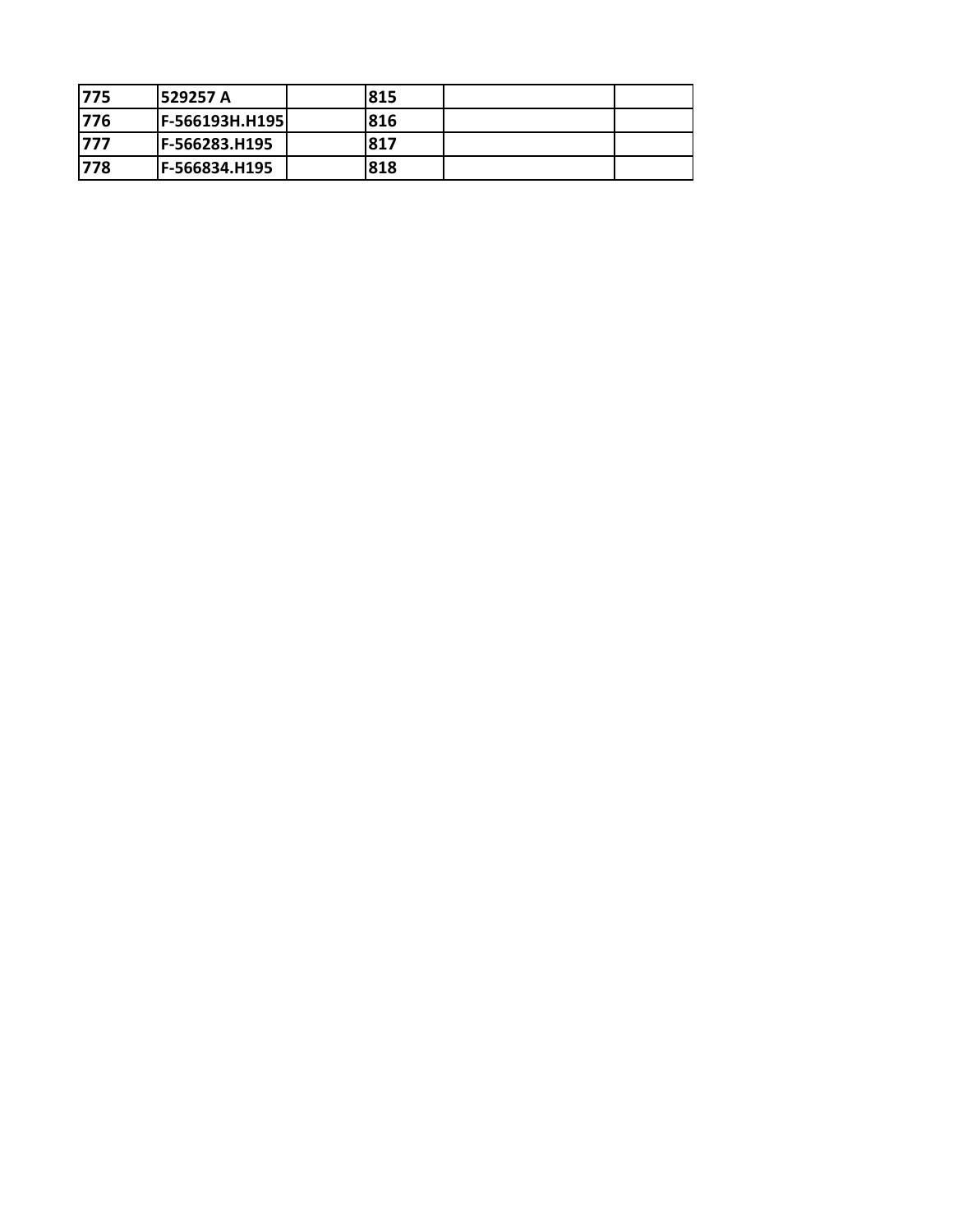| | | | | | |
|---|---|---|---|---|---|
| 775 | 529257 A | | 815 | | |
| 776 | F-566193H.H195 | | 816 | | |
| 777 | F-566283.H195 | | 817 | | |
| 778 | F-566834.H195 | | 818 | | |